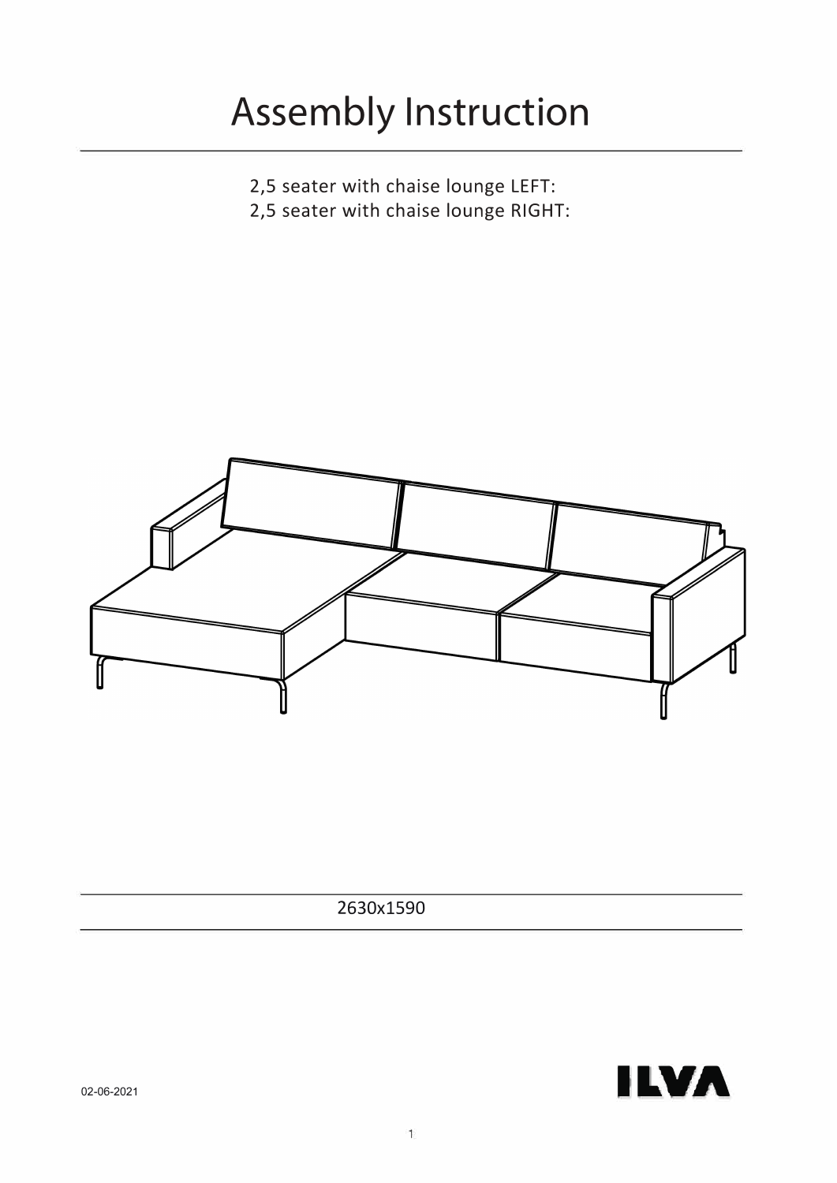# Assembly Instruction

2,5 seater with chaise lounge LEFT:
2,5 seater with chaise lounge RIGHT:

2630x1590

02-06-2021

ILVA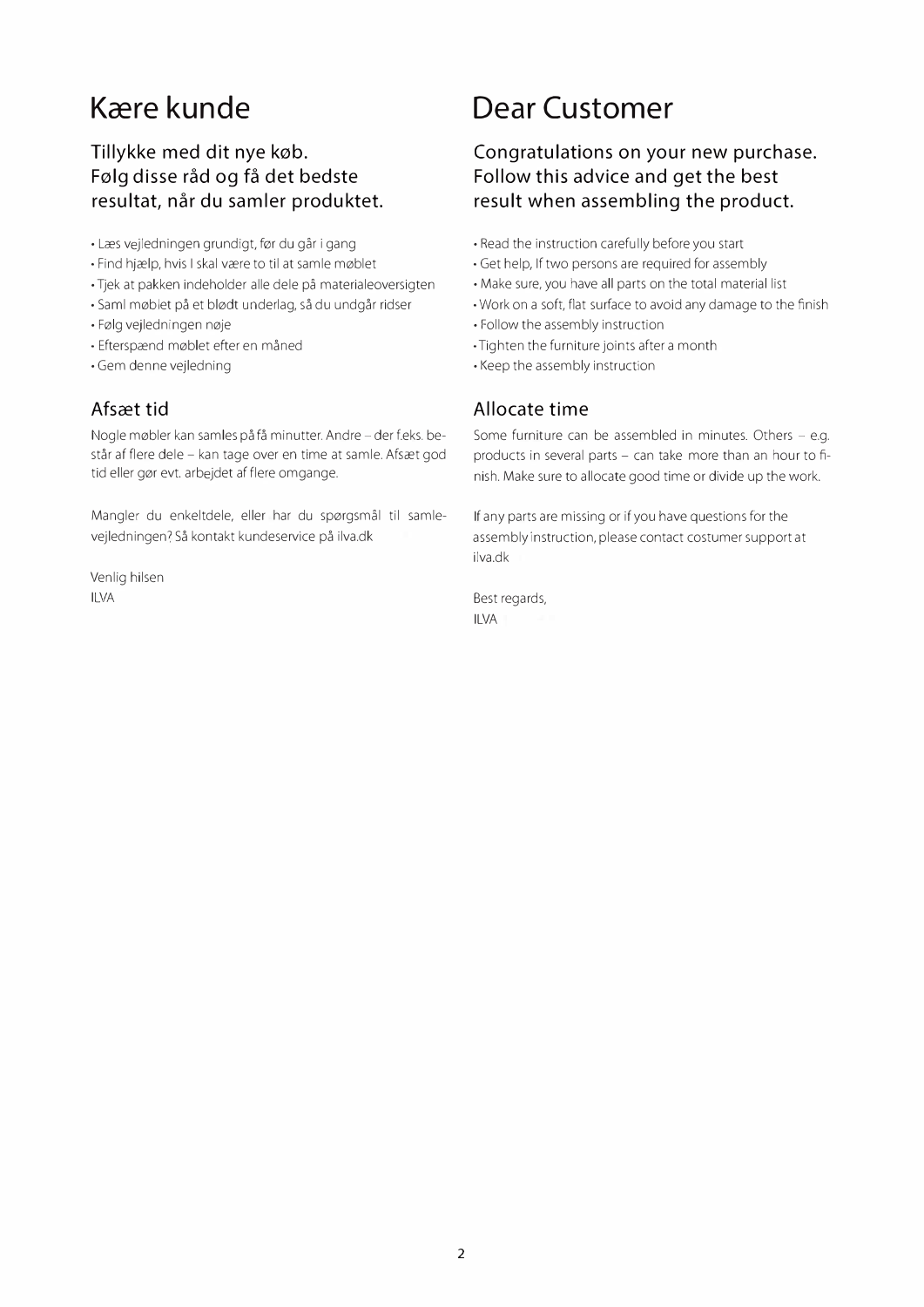# Kære kunde

### Tillykke med dit nye køb. Følg disse råd og få det bedste resultat, når du samler produktet.

- Læs vejledningen grundigt, før du går i gang
- Find hjælp, hvis I skal være to til at samle møblet
- Tjek at pakken indeholder alle dele på materialeoversigten
- Saml møblet på et blødt underlag, så du undgår ridser
- Følg vejledningen nøje
- Efterspænd møblet efter en måned
- Gem denne vejledning

## Afsæt tid

Nogle møbler kan samles på få minutter. Andre – der f.eks. består af flere dele – kan tage over en time at samle. Afsæt god tid eller gør evt. arbejdet af flere omgange.

Mangler du enkeltdele, eller har du spørgsmål til samlevejledningen? Så kontakt kundeservice på ilva.dk

Venlig hilsen
ILVA

# Dear Customer

### Congratulations on your new purchase. Follow this advice and get the best result when assembling the product.

- Read the instruction carefully before you start
- Get help, If two persons are required for assembly
- Make sure, you have all parts on the total material list
- Work on a soft, flat surface to avoid any damage to the finish
- Follow the assembly instruction
- Tighten the furniture joints after a month
- Keep the assembly instruction

## Allocate time

Some furniture can be assembled in minutes. Others – e.g. products in several parts – can take more than an hour to finish. Make sure to allocate good time or divide up the work.

If any parts are missing or if you have questions for the assembly instruction, please contact costumer support at ilva.dk

Best regards,
ILVA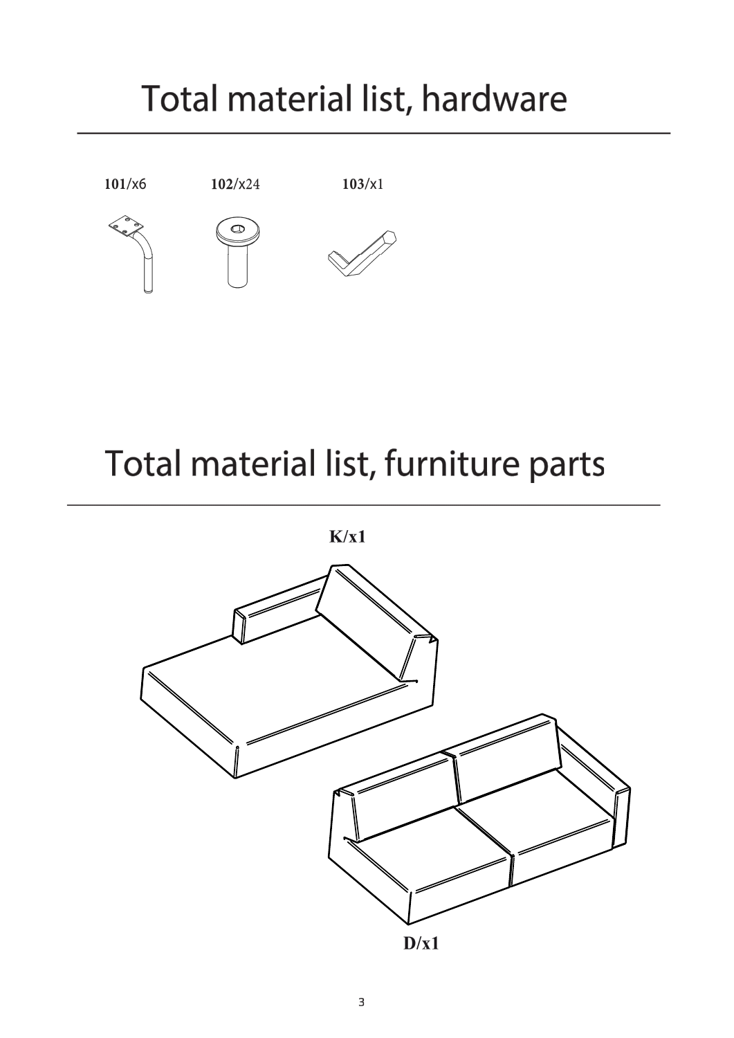# Total material list, hardware

101/x6

102/x24

103/x1

# Total material list, furniture parts

K/x1

D/x1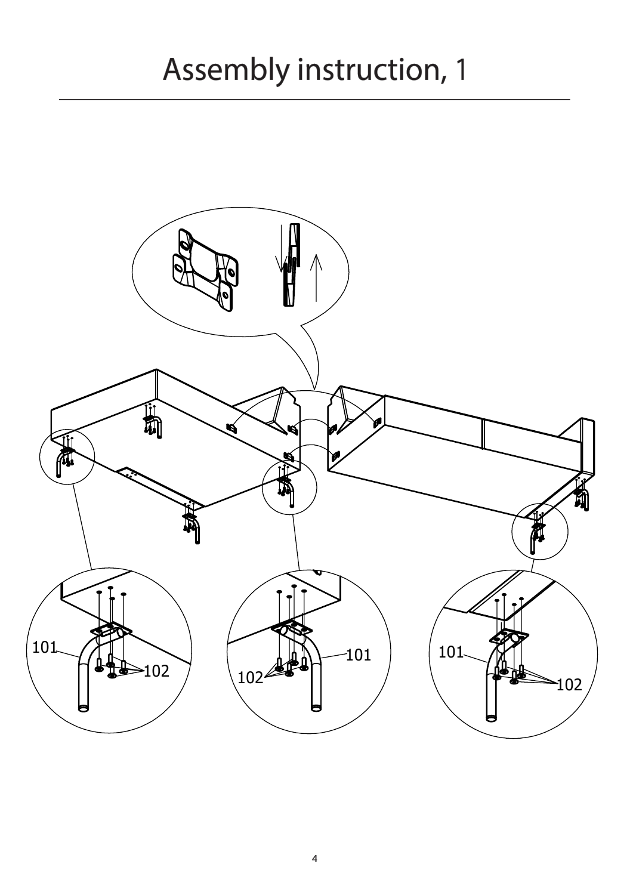# Assembly instruction, 1

101

102

101

102

101

102